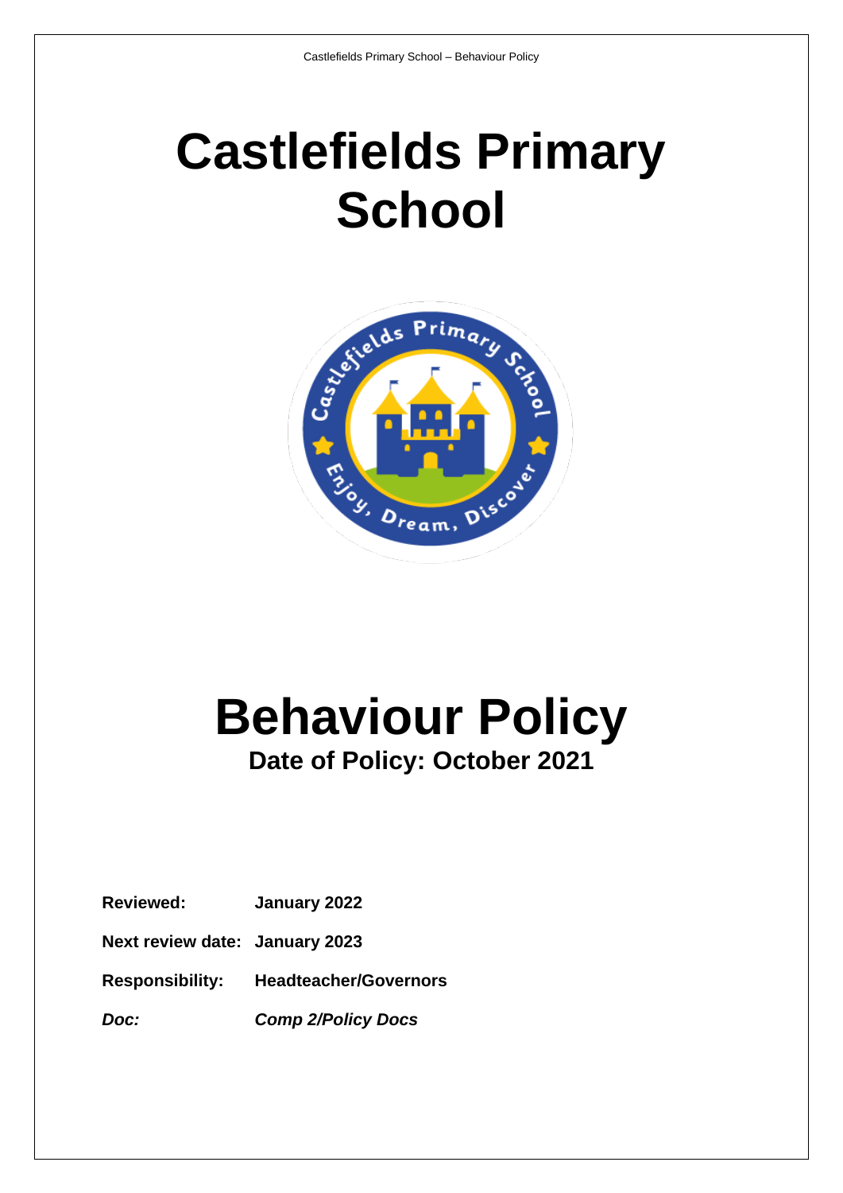# Castlefields Primary School

# Behaviour Policy

## Date of Policy: October 2021

**Reviewed:** **January 2022**

**Next review date:** **January 2023**

**Responsibility:** **Headteacher/Governors**

***Doc:*** ***Comp 2/Policy Docs***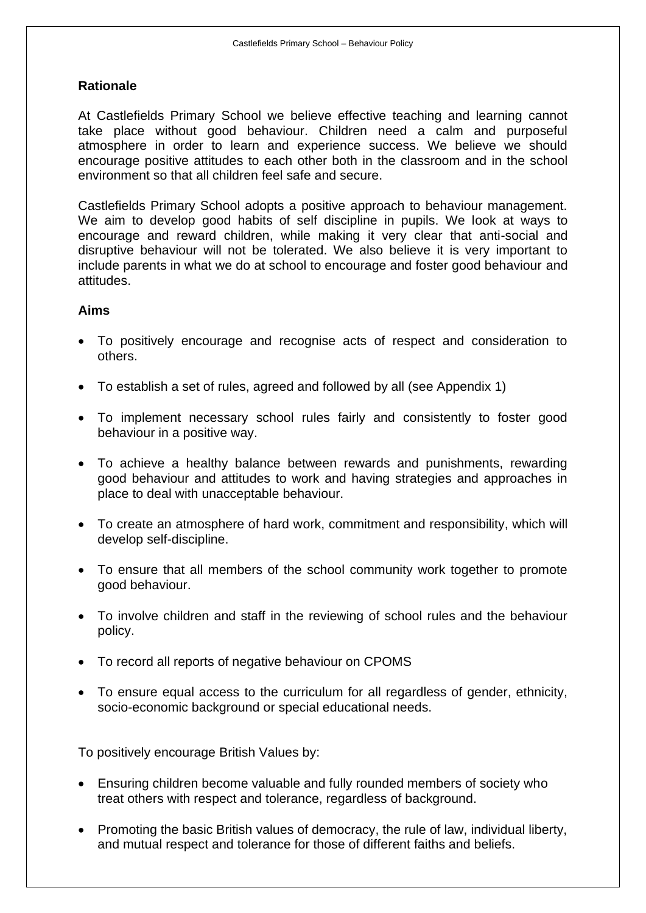## Rationale

At Castlefields Primary School we believe effective teaching and learning cannot take place without good behaviour. Children need a calm and purposeful atmosphere in order to learn and experience success. We believe we should encourage positive attitudes to each other both in the classroom and in the school environment so that all children feel safe and secure.

Castlefields Primary School adopts a positive approach to behaviour management. We aim to develop good habits of self discipline in pupils. We look at ways to encourage and reward children, while making it very clear that anti-social and disruptive behaviour will not be tolerated. We also believe it is very important to include parents in what we do at school to encourage and foster good behaviour and attitudes.

## Aims

- To positively encourage and recognise acts of respect and consideration to others.
- To establish a set of rules, agreed and followed by all (see Appendix 1)
- To implement necessary school rules fairly and consistently to foster good behaviour in a positive way.
- To achieve a healthy balance between rewards and punishments, rewarding good behaviour and attitudes to work and having strategies and approaches in place to deal with unacceptable behaviour.
- To create an atmosphere of hard work, commitment and responsibility, which will develop self-discipline.
- To ensure that all members of the school community work together to promote good behaviour.
- To involve children and staff in the reviewing of school rules and the behaviour policy.
- To record all reports of negative behaviour on CPOMS
- To ensure equal access to the curriculum for all regardless of gender, ethnicity, socio-economic background or special educational needs.

To positively encourage British Values by:

- Ensuring children become valuable and fully rounded members of society who treat others with respect and tolerance, regardless of background.
- Promoting the basic British values of democracy, the rule of law, individual liberty, and mutual respect and tolerance for those of different faiths and beliefs.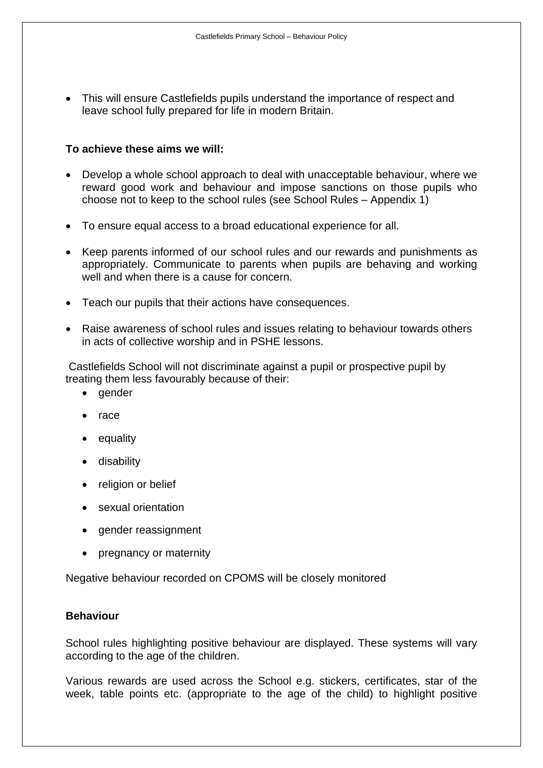- This will ensure Castlefields pupils understand the importance of respect and leave school fully prepared for life in modern Britain.

**To achieve these aims we will:**

- Develop a whole school approach to deal with unacceptable behaviour, where we reward good work and behaviour and impose sanctions on those pupils who choose not to keep to the school rules (see School Rules – Appendix 1)
- To ensure equal access to a broad educational experience for all.
- Keep parents informed of our school rules and our rewards and punishments as appropriately. Communicate to parents when pupils are behaving and working well and when there is a cause for concern.
- Teach our pupils that their actions have consequences.
- Raise awareness of school rules and issues relating to behaviour towards others in acts of collective worship and in PSHE lessons.

Castlefields School will not discriminate against a pupil or prospective pupil by treating them less favourably because of their:

- gender
- race
- equality
- disability
- religion or belief
- sexual orientation
- gender reassignment
- pregnancy or maternity

Negative behaviour recorded on CPOMS will be closely monitored

**Behaviour**

School rules highlighting positive behaviour are displayed. These systems will vary according to the age of the children.

Various rewards are used across the School e.g. stickers, certificates, star of the week, table points etc. (appropriate to the age of the child) to highlight positive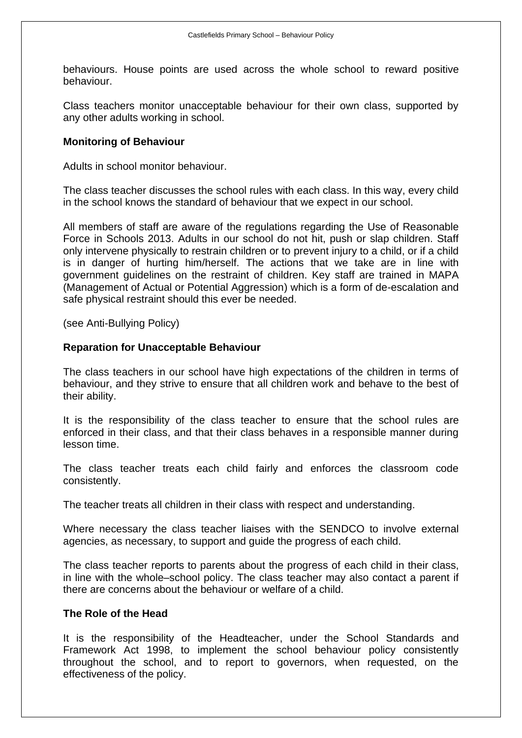behaviours. House points are used across the whole school to reward positive behaviour.

Class teachers monitor unacceptable behaviour for their own class, supported by any other adults working in school.

**Monitoring of Behaviour**

Adults in school monitor behaviour.

The class teacher discusses the school rules with each class. In this way, every child in the school knows the standard of behaviour that we expect in our school.

All members of staff are aware of the regulations regarding the Use of Reasonable Force in Schools 2013. Adults in our school do not hit, push or slap children. Staff only intervene physically to restrain children or to prevent injury to a child, or if a child is in danger of hurting him/herself. The actions that we take are in line with government guidelines on the restraint of children. Key staff are trained in MAPA (Management of Actual or Potential Aggression) which is a form of de-escalation and safe physical restraint should this ever be needed.

(see Anti-Bullying Policy)

**Reparation for Unacceptable Behaviour**

The class teachers in our school have high expectations of the children in terms of behaviour, and they strive to ensure that all children work and behave to the best of their ability.

It is the responsibility of the class teacher to ensure that the school rules are enforced in their class, and that their class behaves in a responsible manner during lesson time.

The class teacher treats each child fairly and enforces the classroom code consistently.

The teacher treats all children in their class with respect and understanding.

Where necessary the class teacher liaises with the SENDCO to involve external agencies, as necessary, to support and guide the progress of each child.

The class teacher reports to parents about the progress of each child in their class, in line with the whole–school policy. The class teacher may also contact a parent if there are concerns about the behaviour or welfare of a child.

**The Role of the Head**

It is the responsibility of the Headteacher, under the School Standards and Framework Act 1998, to implement the school behaviour policy consistently throughout the school, and to report to governors, when requested, on the effectiveness of the policy.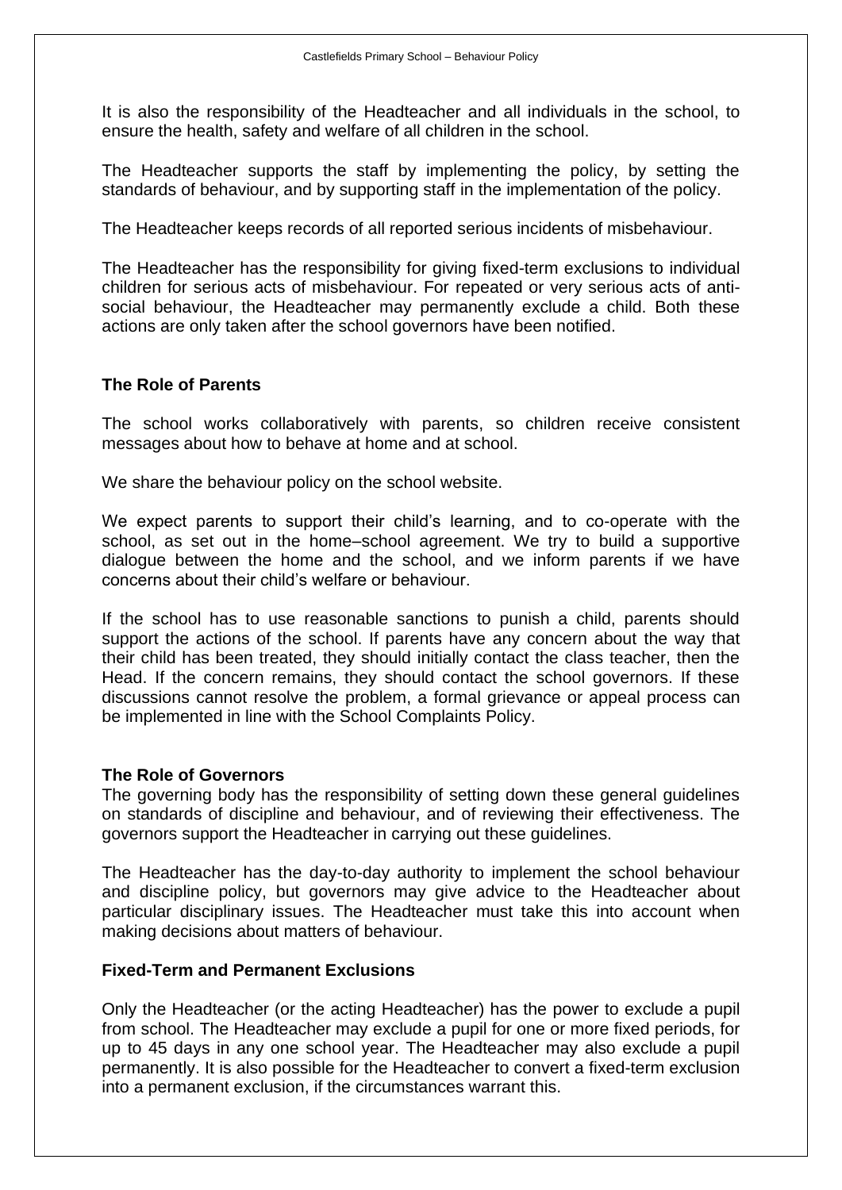It is also the responsibility of the Headteacher and all individuals in the school, to ensure the health, safety and welfare of all children in the school.

The Headteacher supports the staff by implementing the policy, by setting the standards of behaviour, and by supporting staff in the implementation of the policy.

The Headteacher keeps records of all reported serious incidents of misbehaviour.

The Headteacher has the responsibility for giving fixed-term exclusions to individual children for serious acts of misbehaviour. For repeated or very serious acts of anti-social behaviour, the Headteacher may permanently exclude a child. Both these actions are only taken after the school governors have been notified.

### The Role of Parents

The school works collaboratively with parents, so children receive consistent messages about how to behave at home and at school.

We share the behaviour policy on the school website.

We expect parents to support their child's learning, and to co-operate with the school, as set out in the home–school agreement. We try to build a supportive dialogue between the home and the school, and we inform parents if we have concerns about their child's welfare or behaviour.

If the school has to use reasonable sanctions to punish a child, parents should support the actions of the school. If parents have any concern about the way that their child has been treated, they should initially contact the class teacher, then the Head. If the concern remains, they should contact the school governors. If these discussions cannot resolve the problem, a formal grievance or appeal process can be implemented in line with the School Complaints Policy.

### The Role of Governors

The governing body has the responsibility of setting down these general guidelines on standards of discipline and behaviour, and of reviewing their effectiveness. The governors support the Headteacher in carrying out these guidelines.

The Headteacher has the day-to-day authority to implement the school behaviour and discipline policy, but governors may give advice to the Headteacher about particular disciplinary issues. The Headteacher must take this into account when making decisions about matters of behaviour.

### Fixed-Term and Permanent Exclusions

Only the Headteacher (or the acting Headteacher) has the power to exclude a pupil from school. The Headteacher may exclude a pupil for one or more fixed periods, for up to 45 days in any one school year. The Headteacher may also exclude a pupil permanently. It is also possible for the Headteacher to convert a fixed-term exclusion into a permanent exclusion, if the circumstances warrant this.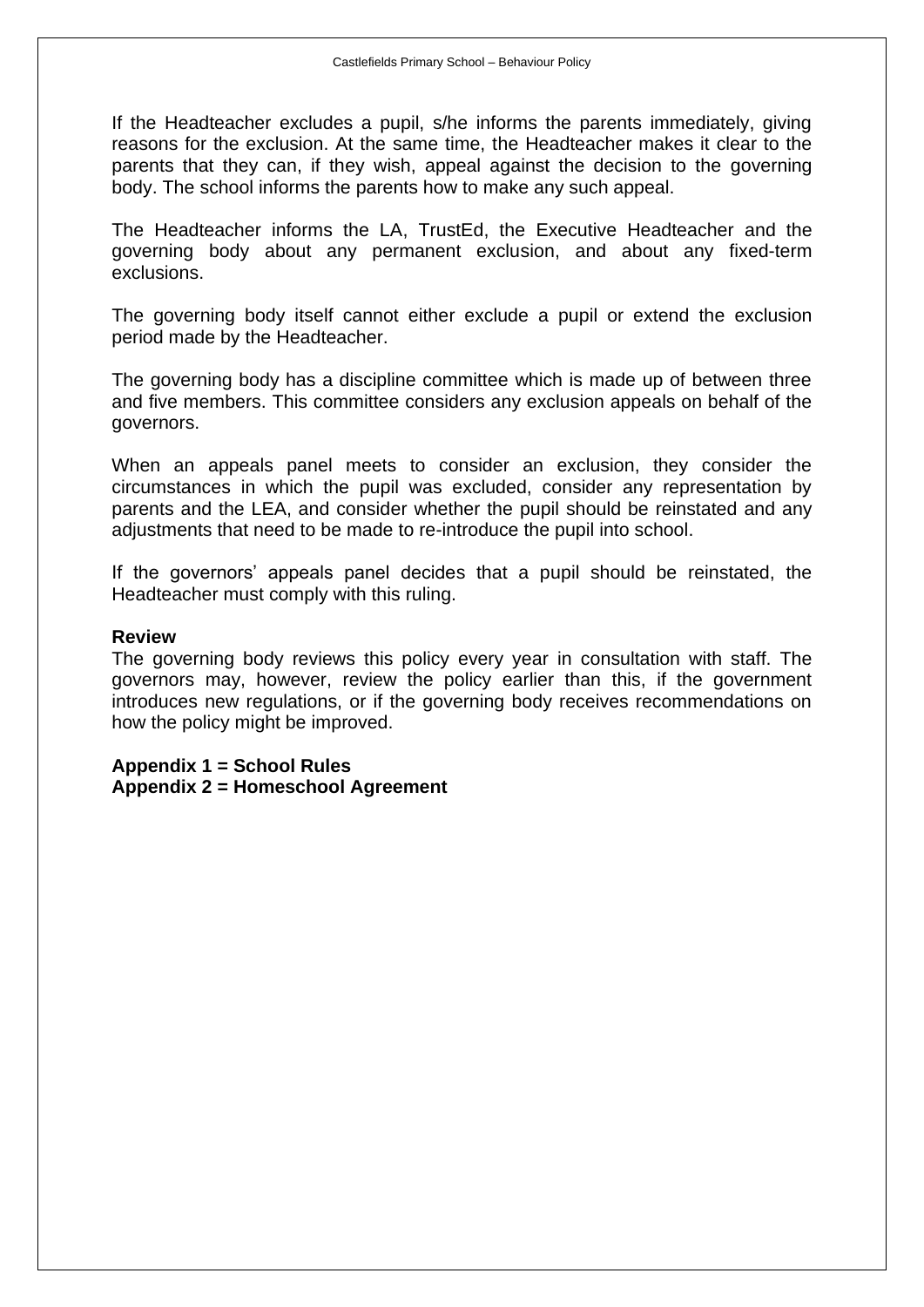If the Headteacher excludes a pupil, s/he informs the parents immediately, giving reasons for the exclusion. At the same time, the Headteacher makes it clear to the parents that they can, if they wish, appeal against the decision to the governing body. The school informs the parents how to make any such appeal.

The Headteacher informs the LA, TrustEd, the Executive Headteacher and the governing body about any permanent exclusion, and about any fixed-term exclusions.

The governing body itself cannot either exclude a pupil or extend the exclusion period made by the Headteacher.

The governing body has a discipline committee which is made up of between three and five members. This committee considers any exclusion appeals on behalf of the governors.

When an appeals panel meets to consider an exclusion, they consider the circumstances in which the pupil was excluded, consider any representation by parents and the LEA, and consider whether the pupil should be reinstated and any adjustments that need to be made to re-introduce the pupil into school.

If the governors' appeals panel decides that a pupil should be reinstated, the Headteacher must comply with this ruling.

**Review**

The governing body reviews this policy every year in consultation with staff. The governors may, however, review the policy earlier than this, if the government introduces new regulations, or if the governing body receives recommendations on how the policy might be improved.

**Appendix 1 = School Rules**
**Appendix 2 = Homeschool Agreement**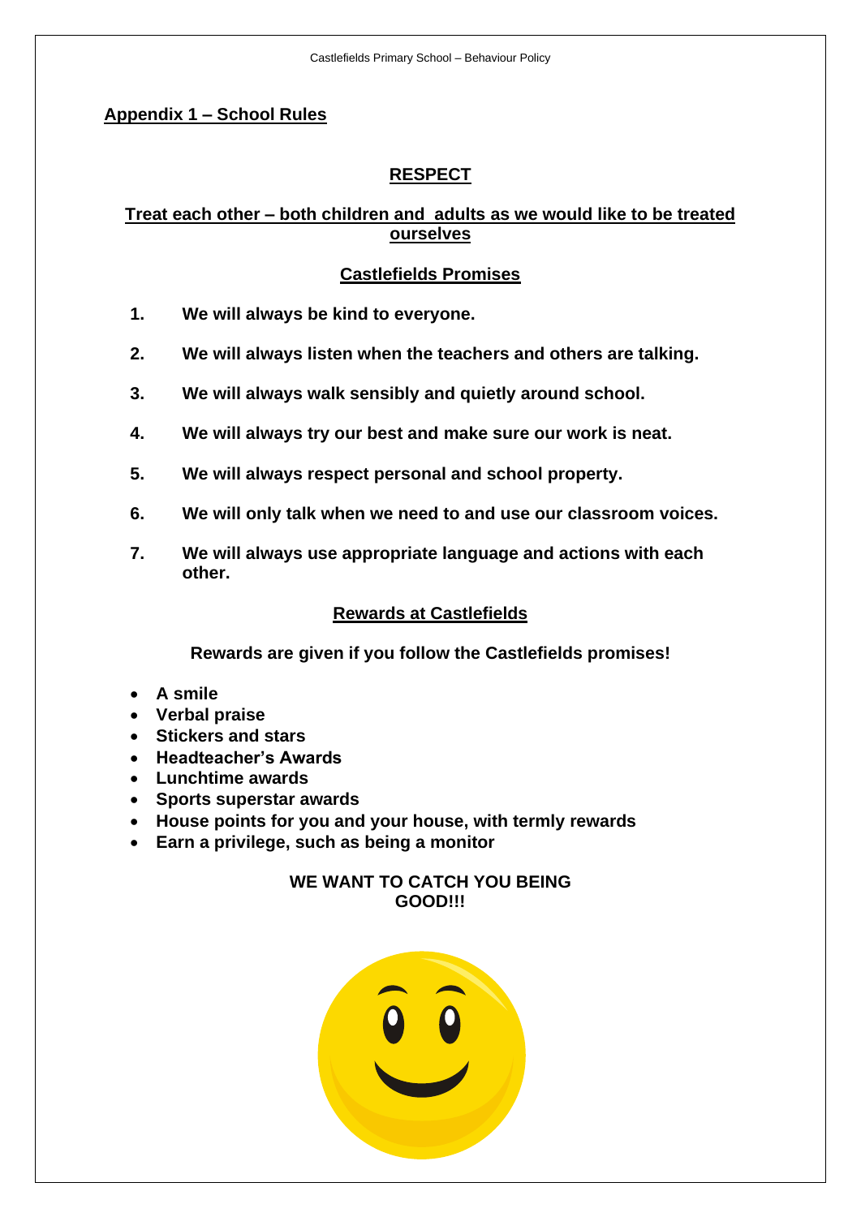## Appendix 1 – School Rules

### RESPECT

**Treat each other – both children and adults as we would like to be treated ourselves**

### Castlefields Promises

1. **We will always be kind to everyone.**
2. **We will always listen when the teachers and others are talking.**
3. **We will always walk sensibly and quietly around school.**
4. **We will always try our best and make sure our work is neat.**
5. **We will always respect personal and school property.**
6. **We will only talk when we need to and use our classroom voices.**
7. **We will always use appropriate language and actions with each other.**

### Rewards at Castlefields

**Rewards are given if you follow the Castlefields promises!**

- **A smile**
- **Verbal praise**
- **Stickers and stars**
- **Headteacher's Awards**
- **Lunchtime awards**
- **Sports superstar awards**
- **House points for you and your house, with termly rewards**
- **Earn a privilege, such as being a monitor**

**WE WANT TO CATCH YOU BEING GOOD!!!**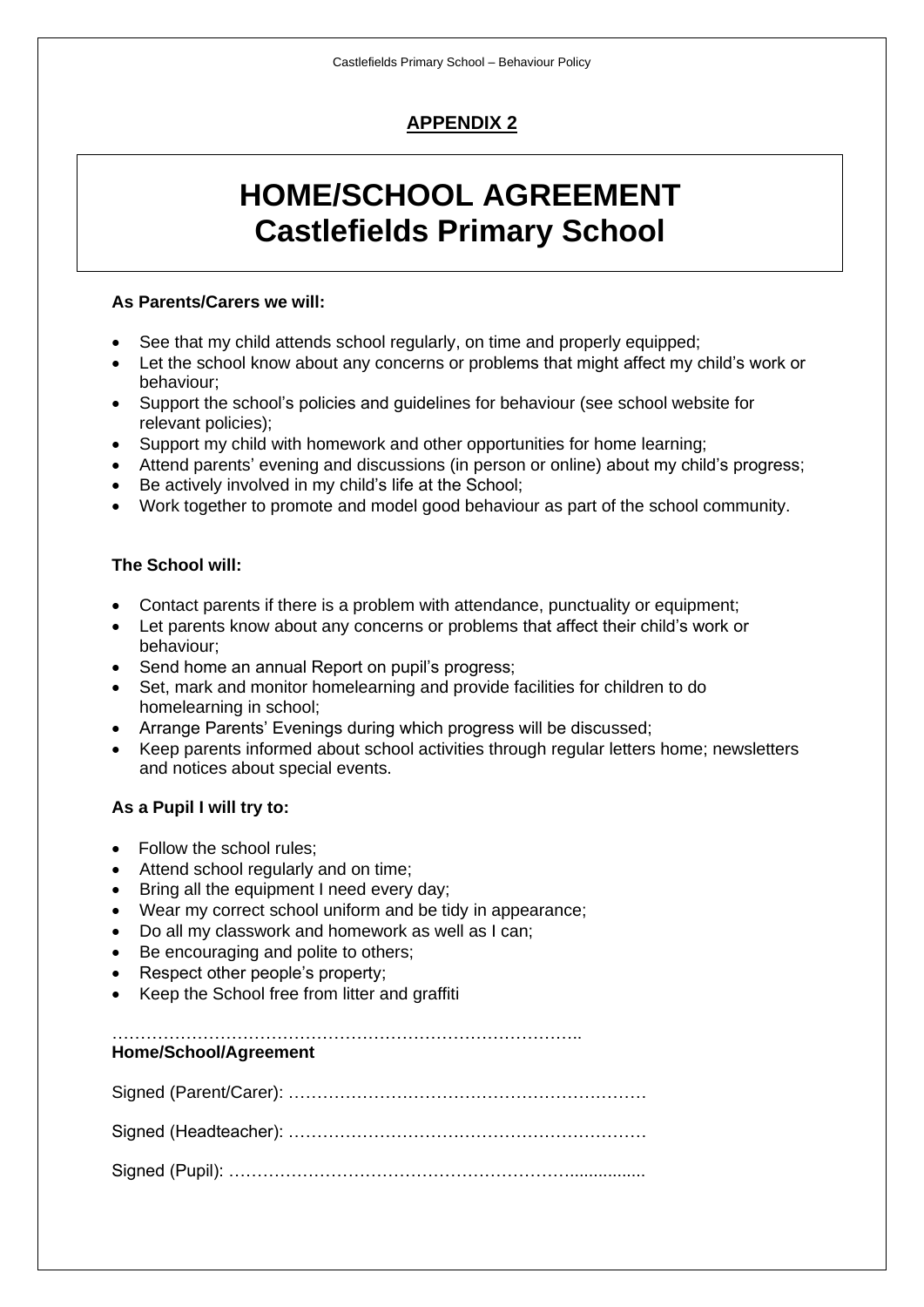**APPENDIX 2**

# HOME/SCHOOL AGREEMENT
# Castlefields Primary School

**As Parents/Carers we will:**

- See that my child attends school regularly, on time and properly equipped;
- Let the school know about any concerns or problems that might affect my child's work or behaviour;
- Support the school's policies and guidelines for behaviour (see school website for relevant policies);
- Support my child with homework and other opportunities for home learning;
- Attend parents' evening and discussions (in person or online) about my child's progress;
- Be actively involved in my child's life at the School;
- Work together to promote and model good behaviour as part of the school community.

**The School will:**

- Contact parents if there is a problem with attendance, punctuality or equipment;
- Let parents know about any concerns or problems that affect their child's work or behaviour;
- Send home an annual Report on pupil's progress;
- Set, mark and monitor homelearning and provide facilities for children to do homelearning in school;
- Arrange Parents' Evenings during which progress will be discussed;
- Keep parents informed about school activities through regular letters home; newsletters and notices about special events.

**As a Pupil I will try to:**

- Follow the school rules;
- Attend school regularly and on time;
- Bring all the equipment I need every day;
- Wear my correct school uniform and be tidy in appearance;
- Do all my classwork and homework as well as I can;
- Be encouraging and polite to others;
- Respect other people's property;
- Keep the School free from litter and graffiti

………………………………………………………………………..
**Home/School/Agreement**

Signed (Parent/Carer): ………………………………………………………

Signed (Headteacher): ………………………………………………………

Signed (Pupil): ……………………………………………………................